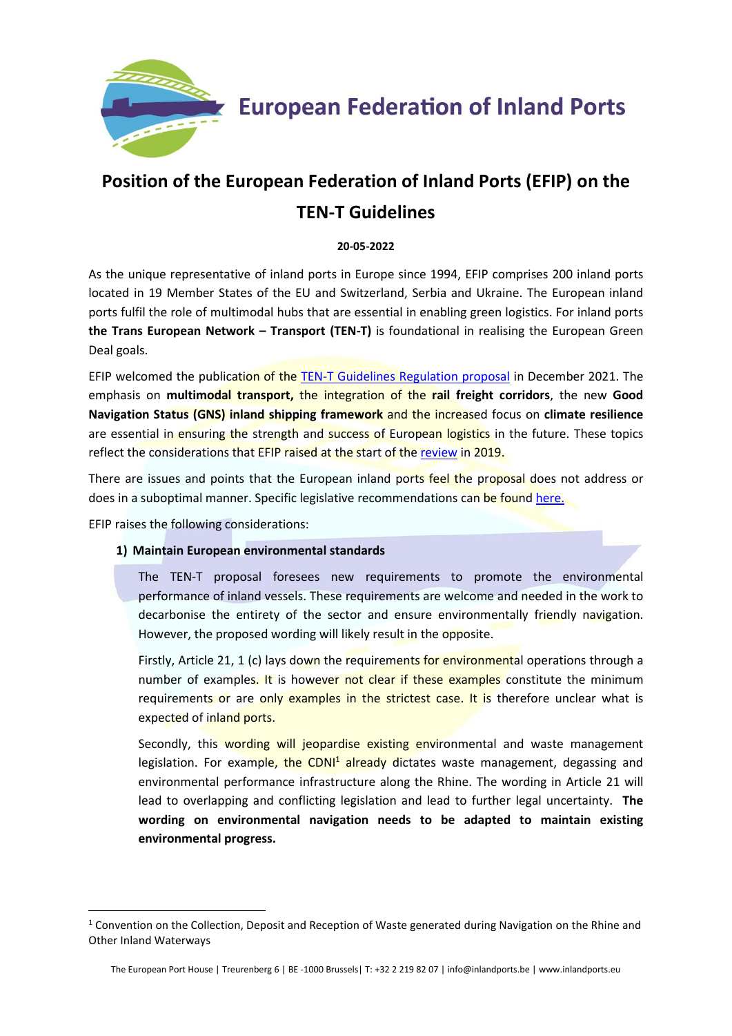European Federation of Inland Ports

# Position of the European Federation of Inland Ports (EFIP) on the TEN-T Guidelines

**20-05-2022**

As the unique representative of inland ports in Europe since 1994, EFIP comprises 200 inland ports located in 19 Member States of the EU and Switzerland, Serbia and Ukraine. The European inland ports fulfil the role of multimodal hubs that are essential in enabling green logistics. For inland ports **the Trans European Network – Transport (TEN-T)** is foundational in realising the European Green Deal goals.

EFIP welcomed the publication of the TEN-T Guidelines Regulation proposal in December 2021. The emphasis on **multimodal transport,** the integration of the **rail freight corridors**, the new **Good Navigation Status (GNS) inland shipping framework** and the increased focus on **climate resilience** are essential in ensuring the strength and success of European logistics in the future. These topics reflect the considerations that EFIP raised at the start of the review in 2019.

There are issues and points that the European inland ports feel the proposal does not address or does in a suboptimal manner. Specific legislative recommendations can be found here.

EFIP raises the following considerations:

## 1) Maintain European environmental standards

The TEN-T proposal foresees new requirements to promote the environmental performance of inland vessels. These requirements are welcome and needed in the work to decarbonise the entirety of the sector and ensure environmentally friendly navigation. However, the proposed wording will likely result in the opposite.

Firstly, Article 21, 1 (c) lays down the requirements for environmental operations through a number of examples. It is however not clear if these examples constitute the minimum requirements or are only examples in the strictest case. It is therefore unclear what is expected of inland ports.

Secondly, this wording will jeopardise existing environmental and waste management legislation. For example, the CDNI[1] already dictates waste management, degassing and environmental performance infrastructure along the Rhine. The wording in Article 21 will lead to overlapping and conflicting legislation and lead to further legal uncertainty. **The wording on environmental navigation needs to be adapted to maintain existing environmental progress.**

[1] Convention on the Collection, Deposit and Reception of Waste generated during Navigation on the Rhine and Other Inland Waterways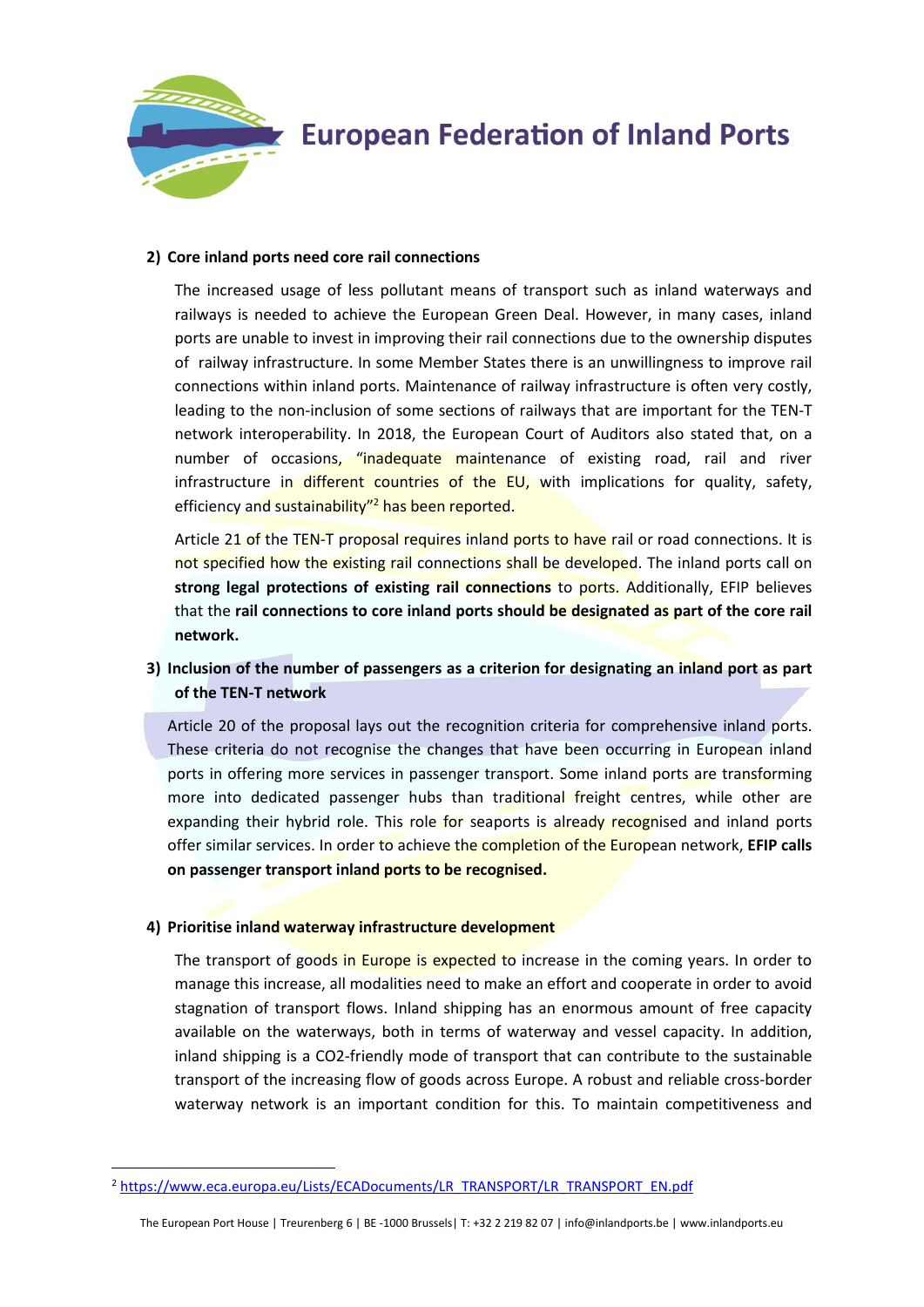**2) Core inland ports need core rail connections**

The increased usage of less pollutant means of transport such as inland waterways and railways is needed to achieve the European Green Deal. However, in many cases, inland ports are unable to invest in improving their rail connections due to the ownership disputes of railway infrastructure. In some Member States there is an unwillingness to improve rail connections within inland ports. Maintenance of railway infrastructure is often very costly, leading to the non-inclusion of some sections of railways that are important for the TEN-T network interoperability. In 2018, the European Court of Auditors also stated that, on a number of occasions, "inadequate maintenance of existing road, rail and river infrastructure in different countries of the EU, with implications for quality, safety, efficiency and sustainability"[2] has been reported.

Article 21 of the TEN-T proposal requires inland ports to have rail or road connections. It is not specified how the existing rail connections shall be developed. The inland ports call on **strong legal protections of existing rail connections** to ports. Additionally, EFIP believes that the **rail connections to core inland ports should be designated as part of the core rail network.**

**3) Inclusion of the number of passengers as a criterion for designating an inland port as part of the TEN-T network**

Article 20 of the proposal lays out the recognition criteria for comprehensive inland ports. These criteria do not recognise the changes that have been occurring in European inland ports in offering more services in passenger transport. Some inland ports are transforming more into dedicated passenger hubs than traditional freight centres, while other are expanding their hybrid role. This role for seaports is already recognised and inland ports offer similar services. In order to achieve the completion of the European network, **EFIP calls on passenger transport inland ports to be recognised.**

**4) Prioritise inland waterway infrastructure development**

The transport of goods in Europe is expected to increase in the coming years. In order to manage this increase, all modalities need to make an effort and cooperate in order to avoid stagnation of transport flows. Inland shipping has an enormous amount of free capacity available on the waterways, both in terms of waterway and vessel capacity. In addition, inland shipping is a CO2-friendly mode of transport that can contribute to the sustainable transport of the increasing flow of goods across Europe. A robust and reliable cross-border waterway network is an important condition for this. To maintain competitiveness and

[2] https://www.eca.europa.eu/Lists/ECADocuments/LR_TRANSPORT/LR_TRANSPORT_EN.pdf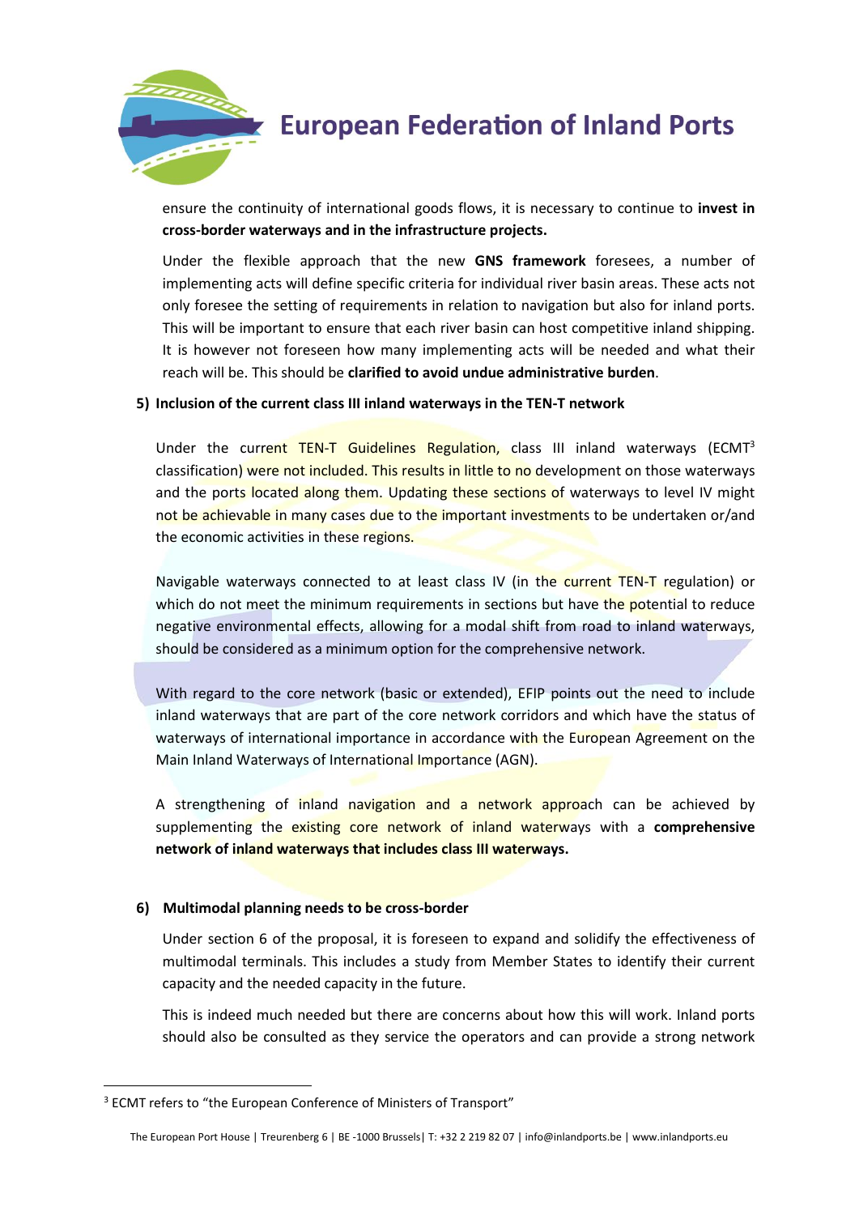ensure the continuity of international goods flows, it is necessary to continue to **invest in cross-border waterways and in the infrastructure projects.**

Under the flexible approach that the new **GNS framework** foresees, a number of implementing acts will define specific criteria for individual river basin areas. These acts not only foresee the setting of requirements in relation to navigation but also for inland ports. This will be important to ensure that each river basin can host competitive inland shipping. It is however not foreseen how many implementing acts will be needed and what their reach will be. This should be **clarified to avoid undue administrative burden**.

**5) Inclusion of the current class III inland waterways in the TEN-T network**

Under the current TEN-T Guidelines Regulation, class III inland waterways (ECMT[3] classification) were not included. This results in little to no development on those waterways and the ports located along them. Updating these sections of waterways to level IV might not be achievable in many cases due to the important investments to be undertaken or/and the economic activities in these regions.

Navigable waterways connected to at least class IV (in the current TEN-T regulation) or which do not meet the minimum requirements in sections but have the potential to reduce negative environmental effects, allowing for a modal shift from road to inland waterways, should be considered as a minimum option for the comprehensive network.

With regard to the core network (basic or extended), EFIP points out the need to include inland waterways that are part of the core network corridors and which have the status of waterways of international importance in accordance with the European Agreement on the Main Inland Waterways of International Importance (AGN).

A strengthening of inland navigation and a network approach can be achieved by supplementing the existing core network of inland waterways with a **comprehensive network of inland waterways that includes class III waterways.**

**6) Multimodal planning needs to be cross-border**

Under section 6 of the proposal, it is foreseen to expand and solidify the effectiveness of multimodal terminals. This includes a study from Member States to identify their current capacity and the needed capacity in the future.

This is indeed much needed but there are concerns about how this will work. Inland ports should also be consulted as they service the operators and can provide a strong network

[3] ECMT refers to "the European Conference of Ministers of Transport"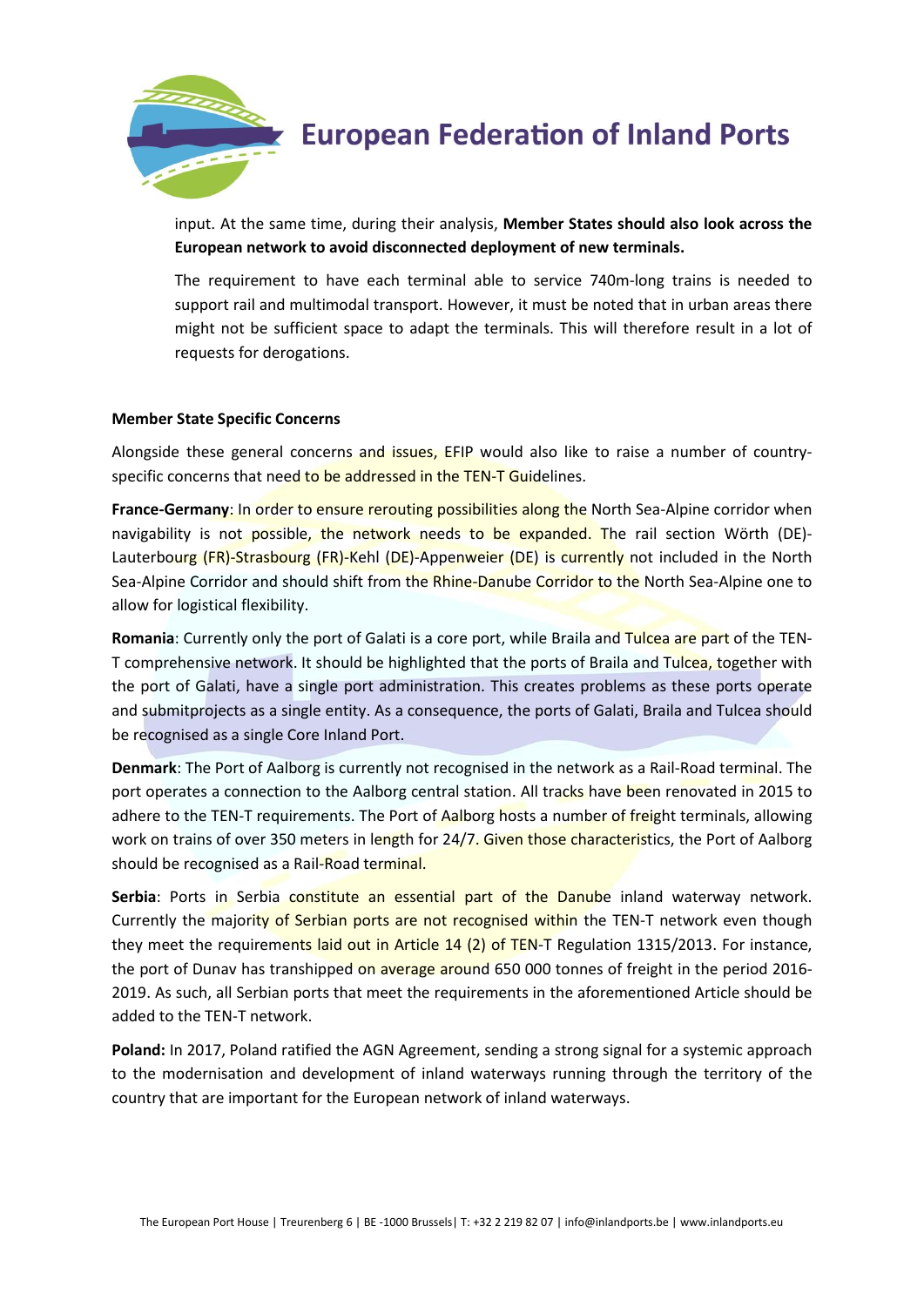input. At the same time, during their analysis, **Member States should also look across the European network to avoid disconnected deployment of new terminals.**

The requirement to have each terminal able to service 740m-long trains is needed to support rail and multimodal transport. However, it must be noted that in urban areas there might not be sufficient space to adapt the terminals. This will therefore result in a lot of requests for derogations.

**Member State Specific Concerns**

Alongside these general concerns and issues, EFIP would also like to raise a number of country-specific concerns that need to be addressed in the TEN-T Guidelines.

**France-Germany**: In order to ensure rerouting possibilities along the North Sea-Alpine corridor when navigability is not possible, the network needs to be expanded. The rail section Wörth (DE)-Lauterbourg (FR)-Strasbourg (FR)-Kehl (DE)-Appenweier (DE) is currently not included in the North Sea-Alpine Corridor and should shift from the Rhine-Danube Corridor to the North Sea-Alpine one to allow for logistical flexibility.

**Romania**: Currently only the port of Galati is a core port, while Braila and Tulcea are part of the TEN-T comprehensive network. It should be highlighted that the ports of Braila and Tulcea, together with the port of Galati, have a single port administration. This creates problems as these ports operate and submitprojects as a single entity. As a consequence, the ports of Galati, Braila and Tulcea should be recognised as a single Core Inland Port.

**Denmark**: The Port of Aalborg is currently not recognised in the network as a Rail-Road terminal. The port operates a connection to the Aalborg central station. All tracks have been renovated in 2015 to adhere to the TEN-T requirements. The Port of Aalborg hosts a number of freight terminals, allowing work on trains of over 350 meters in length for 24/7. Given those characteristics, the Port of Aalborg should be recognised as a Rail-Road terminal.

**Serbia**: Ports in Serbia constitute an essential part of the Danube inland waterway network. Currently the majority of Serbian ports are not recognised within the TEN-T network even though they meet the requirements laid out in Article 14 (2) of TEN-T Regulation 1315/2013. For instance, the port of Dunav has transhipped on average around 650 000 tonnes of freight in the period 2016-2019. As such, all Serbian ports that meet the requirements in the aforementioned Article should be added to the TEN-T network.

**Poland:** In 2017, Poland ratified the AGN Agreement, sending a strong signal for a systemic approach to the modernisation and development of inland waterways running through the territory of the country that are important for the European network of inland waterways.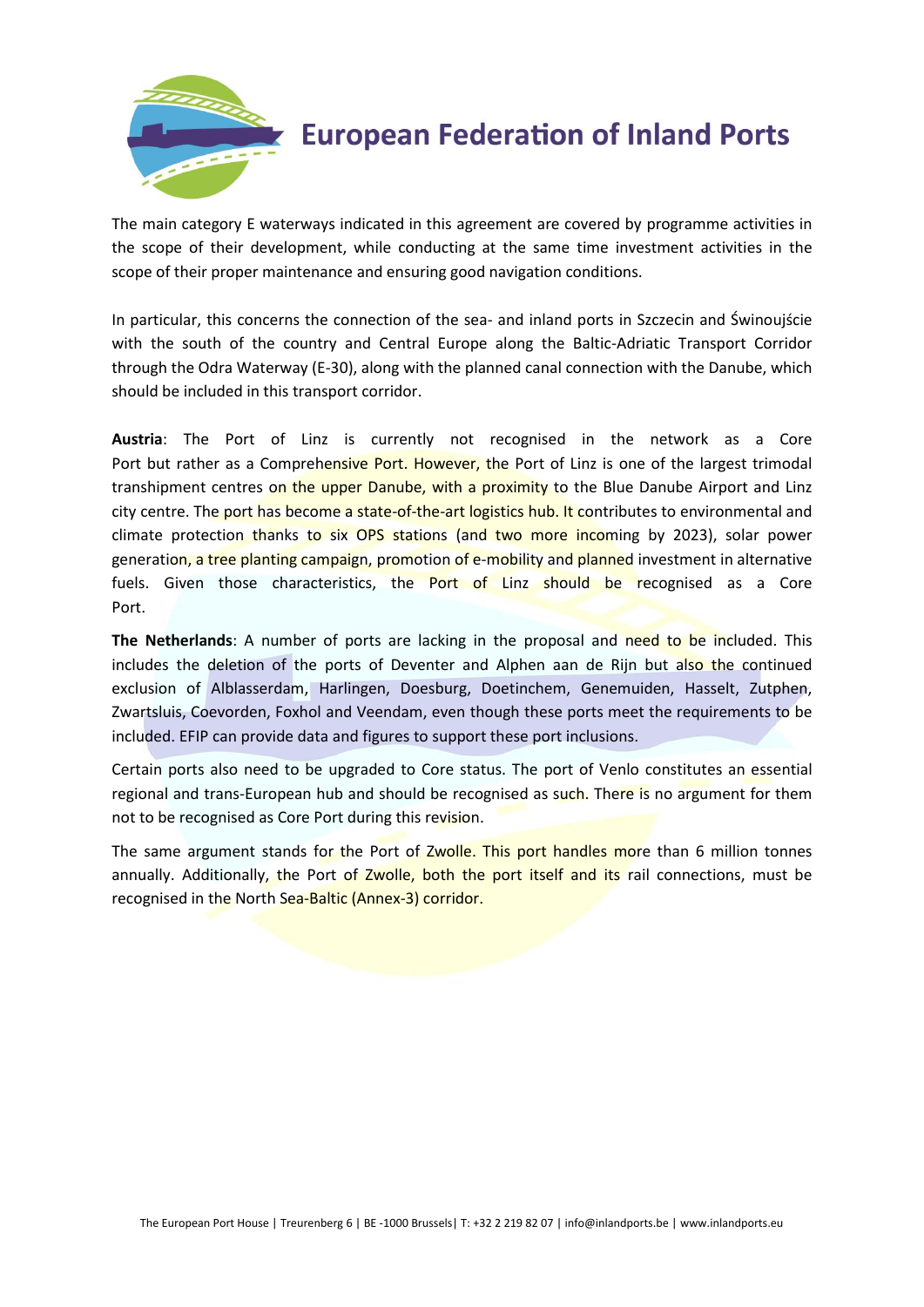The main category E waterways indicated in this agreement are covered by programme activities in the scope of their development, while conducting at the same time investment activities in the scope of their proper maintenance and ensuring good navigation conditions.

In particular, this concerns the connection of the sea- and inland ports in Szczecin and Świnoujście with the south of the country and Central Europe along the Baltic-Adriatic Transport Corridor through the Odra Waterway (E-30), along with the planned canal connection with the Danube, which should be included in this transport corridor.

**Austria**: The Port of Linz is currently not recognised in the network as a Core Port but rather as a Comprehensive Port. However, the Port of Linz is one of the largest trimodal transhipment centres on the upper Danube, with a proximity to the Blue Danube Airport and Linz city centre. The port has become a state-of-the-art logistics hub. It contributes to environmental and climate protection thanks to six OPS stations (and two more incoming by 2023), solar power generation, a tree planting campaign, promotion of e-mobility and planned investment in alternative fuels. Given those characteristics, the Port of Linz should be recognised as a Core Port.

**The Netherlands**: A number of ports are lacking in the proposal and need to be included. This includes the deletion of the ports of Deventer and Alphen aan de Rijn but also the continued exclusion of Alblasserdam, Harlingen, Doesburg, Doetinchem, Genemuiden, Hasselt, Zutphen, Zwartsluis, Coevorden, Foxhol and Veendam, even though these ports meet the requirements to be included. EFIP can provide data and figures to support these port inclusions.

Certain ports also need to be upgraded to Core status. The port of Venlo constitutes an essential regional and trans-European hub and should be recognised as such. There is no argument for them not to be recognised as Core Port during this revision.

The same argument stands for the Port of Zwolle. This port handles more than 6 million tonnes annually. Additionally, the Port of Zwolle, both the port itself and its rail connections, must be recognised in the North Sea-Baltic (Annex-3) corridor.